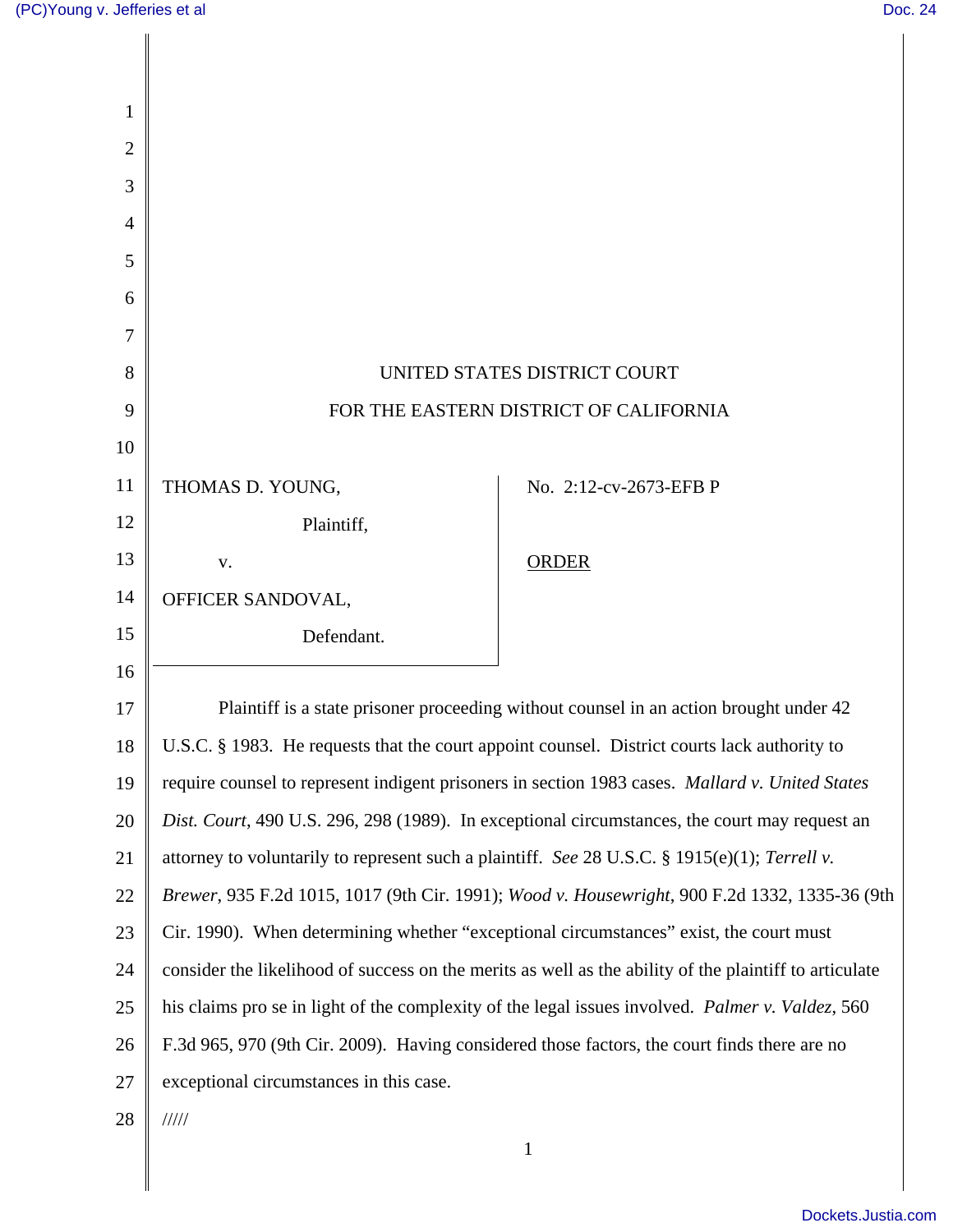UNITED STATES DISTRICT COURT

FOR THE EASTERN DISTRICT OF CALIFORNIA

THOMAS D. YOUNG,

Plaintiff,

v.

OFFICER SANDOVAL,

Defendant.

No. 2:12-cv-2673-EFB P

ORDER

Plaintiff is a state prisoner proceeding without counsel in an action brought under 42 U.S.C. § 1983. He requests that the court appoint counsel. District courts lack authority to require counsel to represent indigent prisoners in section 1983 cases. *Mallard v. United States Dist. Court*, 490 U.S. 296, 298 (1989). In exceptional circumstances, the court may request an attorney to voluntarily to represent such a plaintiff. *See* 28 U.S.C. § 1915(e)(1); *Terrell v. Brewer*, 935 F.2d 1015, 1017 (9th Cir. 1991); *Wood v. Housewright*, 900 F.2d 1332, 1335-36 (9th Cir. 1990). When determining whether "exceptional circumstances" exist, the court must consider the likelihood of success on the merits as well as the ability of the plaintiff to articulate his claims pro se in light of the complexity of the legal issues involved. *Palmer v. Valdez*, 560 F.3d 965, 970 (9th Cir. 2009). Having considered those factors, the court finds there are no exceptional circumstances in this case.

/////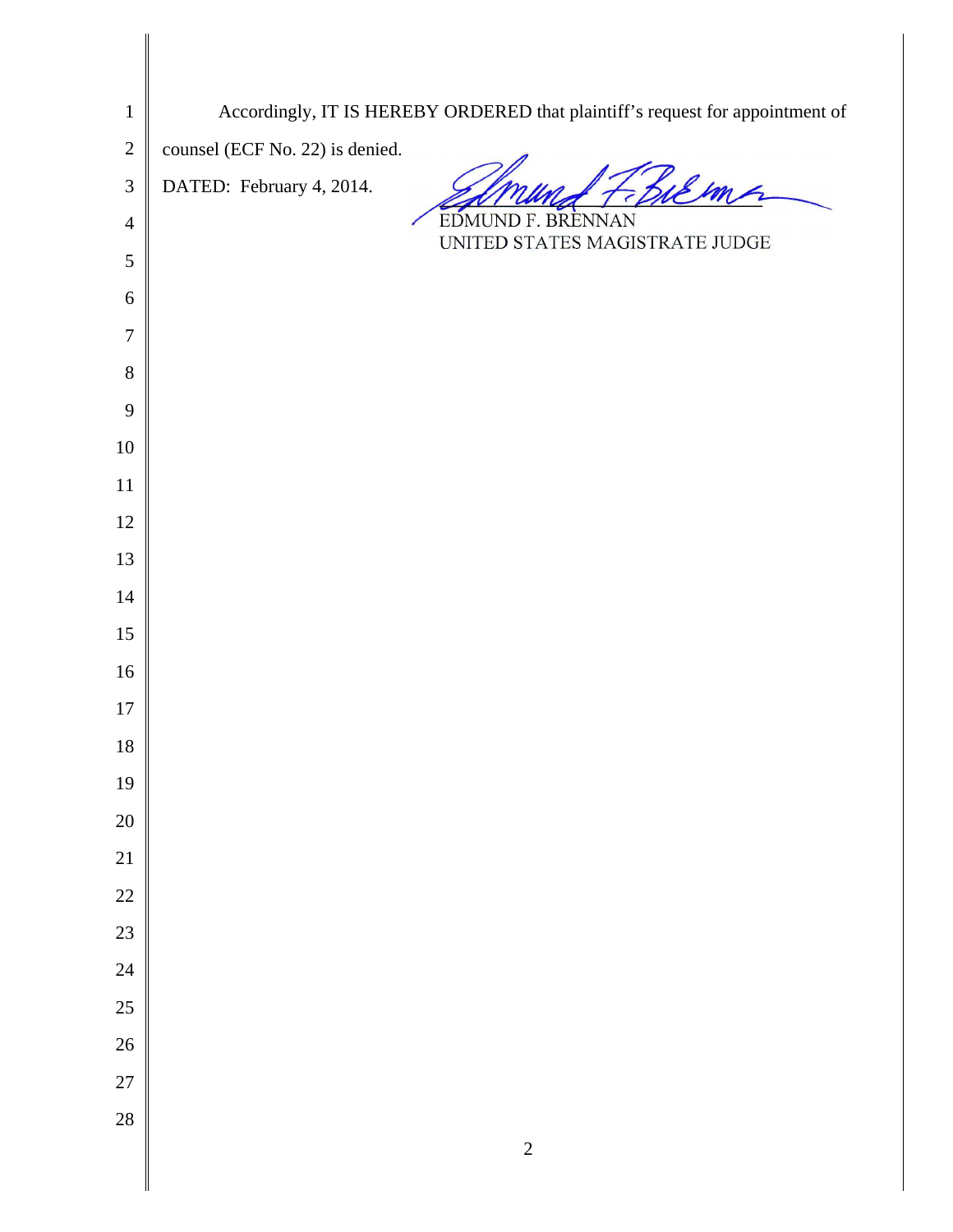Accordingly, IT IS HEREBY ORDERED that plaintiff's request for appointment of counsel (ECF No. 22) is denied.

DATED: February 4, 2014.

EDMUND F. BRENNAN
UNITED STATES MAGISTRATE JUDGE